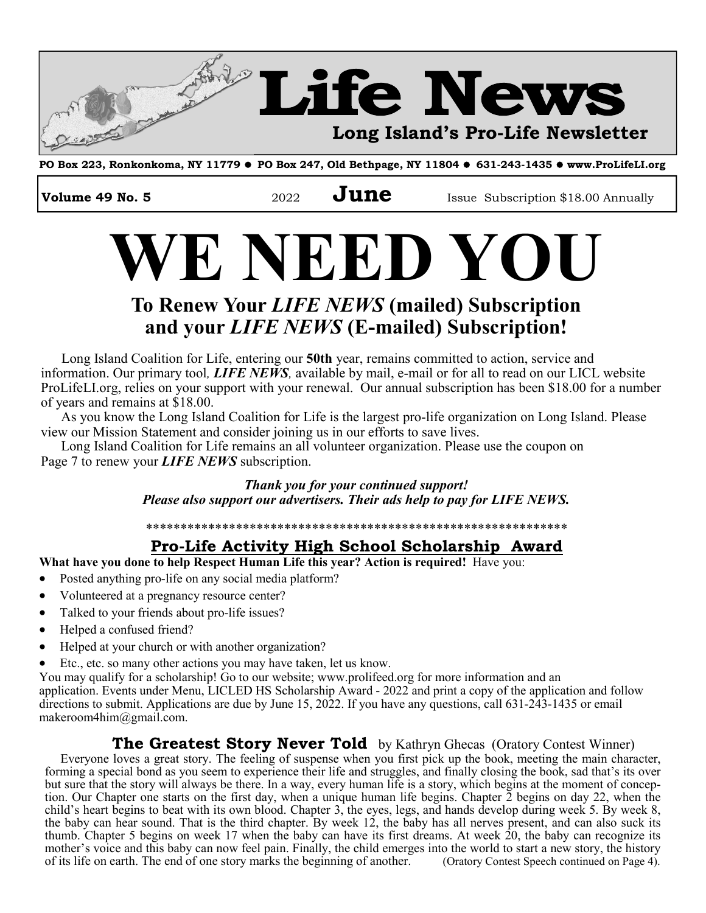# Life News

**Long Island's Pro-Life Newsletter**

**PO Box 223, Ronkonkoma, NY 11779 ● PO Box 247, Old Bethpage, NY 11804 ● 631-243-1435 ● www.ProLifeLI.org**

**Volume 49 No. 5** 2022 **June** Issue Subscription $18.00 Annually

# WE NEED YOU

## To Renew Your *LIFE NEWS* (mailed) Subscription and your *LIFE NEWS* (E-mailed) Subscription!

Long Island Coalition for Life, entering our **50th** year, remains committed to action, service and information. Our primary tool, ***LIFE NEWS,*** available by mail, e-mail or for all to read on our LICL website ProLifeLI.org, relies on your support with your renewal. Our annual subscription has been $18.00 for a number of years and remains at $18.00.

As you know the Long Island Coalition for Life is the largest pro-life organization on Long Island. Please view our Mission Statement and consider joining us in our efforts to save lives.

Long Island Coalition for Life remains an all volunteer organization. Please use the coupon on Page 7 to renew your ***LIFE NEWS*** subscription.

***Thank you for your continued support!***
***Please also support our advertisers. Their ads help to pay for LIFE NEWS.***

*************************************************************

## Pro-Life Activity High School Scholarship Award

**What have you done to help Respect Human Life this year? Action is required!** Have you:

- Posted anything pro-life on any social media platform?
- Volunteered at a pregnancy resource center?
- Talked to your friends about pro-life issues?
- Helped a confused friend?
- Helped at your church or with another organization?
- Etc., etc. so many other actions you may have taken, let us know.

You may qualify for a scholarship! Go to our website; www.prolifeed.org for more information and an application. Events under Menu, LICLED HS Scholarship Award - 2022 and print a copy of the application and follow directions to submit. Applications are due by June 15, 2022. If you have any questions, call 631-243-1435 or email makeroom4him@gmail.com.

## The Greatest Story Never Told by Kathryn Ghecas (Oratory Contest Winner)

Everyone loves a great story. The feeling of suspense when you first pick up the book, meeting the main character, forming a special bond as you seem to experience their life and struggles, and finally closing the book, sad that's its over but sure that the story will always be there. In a way, every human life is a story, which begins at the moment of conception. Our Chapter one starts on the first day, when a unique human life begins. Chapter 2 begins on day 22, when the child's heart begins to beat with its own blood. Chapter 3, the eyes, legs, and hands develop during week 5. By week 8, the baby can hear sound. That is the third chapter. By week 12, the baby has all nerves present, and can also suck its thumb. Chapter 5 begins on week 17 when the baby can have its first dreams. At week 20, the baby can recognize its mother's voice and this baby can now feel pain. Finally, the child emerges into the world to start a new story, the history of its life on earth. The end of one story marks the beginning of another. (Oratory Contest Speech continued on Page 4).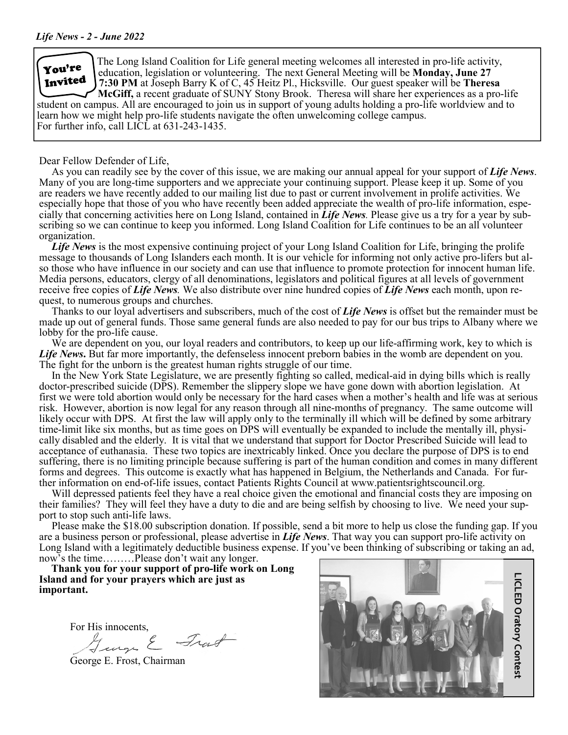**You're Invited**

The Long Island Coalition for Life general meeting welcomes all interested in pro-life activity, education, legislation or volunteering. The next General Meeting will be **Monday, June 27 7:30 PM** at Joseph Barry K of C, 45 Heitz Pl., Hicksville. Our guest speaker will be **Theresa McGiff,** a recent graduate of SUNY Stony Brook. Theresa will share her experiences as a pro-life student on campus. All are encouraged to join us in support of young adults holding a pro-life worldview and to learn how we might help pro-life students navigate the often unwelcoming college campus. For further info, call LICL at 631-243-1435.

Dear Fellow Defender of Life,

As you can readily see by the cover of this issue, we are making our annual appeal for your support of ***Life News***. Many of you are long-time supporters and we appreciate your continuing support. Please keep it up. Some of you are readers we have recently added to our mailing list due to past or current involvement in prolife activities. We especially hope that those of you who have recently been added appreciate the wealth of pro-life information, especially that concerning activities here on Long Island, contained in ***Life News***. Please give us a try for a year by subscribing so we can continue to keep you informed. Long Island Coalition for Life continues to be an all volunteer organization.

***Life News*** is the most expensive continuing project of your Long Island Coalition for Life, bringing the prolife message to thousands of Long Islanders each month. It is our vehicle for informing not only active pro-lifers but also those who have influence in our society and can use that influence to promote protection for innocent human life. Media persons, educators, clergy of all denominations, legislators and political figures at all levels of government receive free copies of ***Life News***. We also distribute over nine hundred copies of ***Life News*** each month, upon request, to numerous groups and churches.

Thanks to our loyal advertisers and subscribers, much of the cost of ***Life News*** is offset but the remainder must be made up out of general funds. Those same general funds are also needed to pay for our bus trips to Albany where we lobby for the pro-life cause.

We are dependent on you, our loyal readers and contributors, to keep up our life-affirming work, key to which is ***Life News***. But far more importantly, the defenseless innocent preborn babies in the womb are dependent on you. The fight for the unborn is the greatest human rights struggle of our time.

In the New York State Legislature, we are presently fighting so called, medical-aid in dying bills which is really doctor-prescribed suicide (DPS). Remember the slippery slope we have gone down with abortion legislation. At first we were told abortion would only be necessary for the hard cases when a mother's health and life was at serious risk. However, abortion is now legal for any reason through all nine-months of pregnancy. The same outcome will likely occur with DPS. At first the law will apply only to the terminally ill which will be defined by some arbitrary time-limit like six months, but as time goes on DPS will eventually be expanded to include the mentally ill, physically disabled and the elderly. It is vital that we understand that support for Doctor Prescribed Suicide will lead to acceptance of euthanasia. These two topics are inextricably linked. Once you declare the purpose of DPS is to end suffering, there is no limiting principle because suffering is part of the human condition and comes in many different forms and degrees. This outcome is exactly what has happened in Belgium, the Netherlands and Canada. For further information on end-of-life issues, contact Patients Rights Council at www.patientsrightscouncil.org.

Will depressed patients feel they have a real choice given the emotional and financial costs they are imposing on their families? They will feel they have a duty to die and are being selfish by choosing to live. We need your support to stop such anti-life laws.

Please make the $18.00 subscription donation. If possible, send a bit more to help us close the funding gap. If you are a business person or professional, please advertise in ***Life News***. That way you can support pro-life activity on Long Island with a legitimately deductible business expense. If you've been thinking of subscribing or taking an ad, now's the time………Please don't wait any longer.

**Thank you for your support of pro-life work on Long Island and for your prayers which are just as important.**

For His innocents,

George E. Frost, Chairman

LICLED Oratory Contest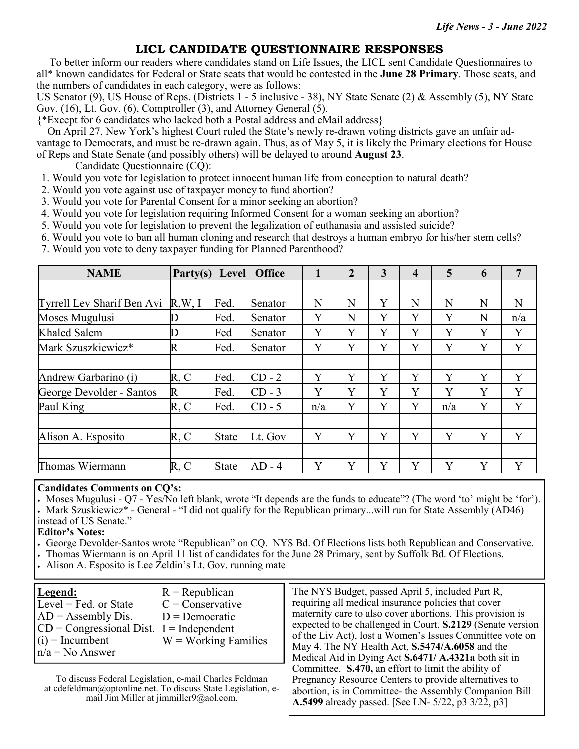## LICL CANDIDATE QUESTIONNAIRE RESPONSES

To better inform our readers where candidates stand on Life Issues, the LICL sent Candidate Questionnaires to all* known candidates for Federal or State seats that would be contested in the **June 28 Primary**. Those seats, and the numbers of candidates in each category, were as follows:

US Senator (9), US House of Reps. (Districts 1 - 5 inclusive - 38), NY State Senate (2) & Assembly (5), NY State Gov. (16), Lt. Gov. (6), Comptroller (3), and Attorney General (5).

{*Except for 6 candidates who lacked both a Postal address and eMail address}

On April 27, New York's highest Court ruled the State's newly re-drawn voting districts gave an unfair advantage to Democrats, and must be re-drawn again. Thus, as of May 5, it is likely the Primary elections for House of Reps and State Senate (and possibly others) will be delayed to around **August 23**.

Candidate Questionnaire (CQ):

1. Would you vote for legislation to protect innocent human life from conception to natural death?
2. Would you vote against use of taxpayer money to fund abortion?
3. Would you vote for Parental Consent for a minor seeking an abortion?
4. Would you vote for legislation requiring Informed Consent for a woman seeking an abortion?
5. Would you vote for legislation to prevent the legalization of euthanasia and assisted suicide?
6. Would you vote to ban all human cloning and research that destroys a human embryo for his/her stem cells?
7. Would you vote to deny taxpayer funding for Planned Parenthood?

| NAME | Party(s) | Level | Office | 1 | 2 | 3 | 4 | 5 | 6 | 7 |
|---|---|---|---|---|---|---|---|---|---|---|
| Tyrrell Lev Sharif Ben Avi | R,W, I | Fed. | Senator | N | N | Y | N | N | N | N |
| Moses Mugulusi | D | Fed. | Senator | Y | N | Y | Y | Y | N | n/a |
| Khaled Salem | D | Fed | Senator | Y | Y | Y | Y | Y | Y | Y |
| Mark Szuszkiewicz* | R | Fed. | Senator | Y | Y | Y | Y | Y | Y | Y |
| Andrew Garbarino (i) | R, C | Fed. | CD - 2 | Y | Y | Y | Y | Y | Y | Y |
| George Devolder - Santos | R | Fed. | CD - 3 | Y | Y | Y | Y | Y | Y | Y |
| Paul King | R, C | Fed. | CD - 5 | n/a | Y | Y | Y | n/a | Y | Y |
| Alison A. Esposito | R, C | State | Lt. Gov | Y | Y | Y | Y | Y | Y | Y |
| Thomas Wiermann | R, C | State | AD - 4 | Y | Y | Y | Y | Y | Y | Y |

**Candidates Comments on CQ's:**

- Moses Mugulusi - Q7 - Yes/No left blank, wrote "It depends are the funds to educate"? (The word 'to' might be 'for').
- Mark Szuskiewicz* - General - "I did not qualify for the Republican primary...will run for State Assembly (AD46) instead of US Senate."

**Editor's Notes:**

- George Devolder-Santos wrote "Republican" on CQ. NYS Bd. Of Elections lists both Republican and Conservative.
- Thomas Wiermann is on April 11 list of candidates for the June 28 Primary, sent by Suffolk Bd. Of Elections.
- Alison A. Esposito is Lee Zeldin's Lt. Gov. running mate

**Legend:**

| | |
|---|---|
| Level = Fed. or State | R = Republican |
| AD = Assembly Dis. | C = Conservative |
| CD = Congressional Dist. | D = Democratic |
| (i) = Incumbent | I = Independent |
| n/a = No Answer | W = Working Families |

To discuss Federal Legislation, e-mail Charles Feldman at cdefeldman@optonline.net. To discuss State Legislation, e-mail Jim Miller at jimmiller9@aol.com.

The NYS Budget, passed April 5, included Part R, requiring all medical insurance policies that cover maternity care to also cover abortions. This provision is expected to be challenged in Court. **S.2129** (Senate version of the Liv Act), lost a Women's Issues Committee vote on May 4. The NY Health Act, **S.5474/A.6058** and the Medical Aid in Dying Act **S.6471/ A.4321a** both sit in Committee. **S.470,** an effort to limit the ability of Pregnancy Resource Centers to provide alternatives to abortion, is in Committee- the Assembly Companion Bill **A.5499** already passed. [See LN- 5/22, p3 3/22, p3]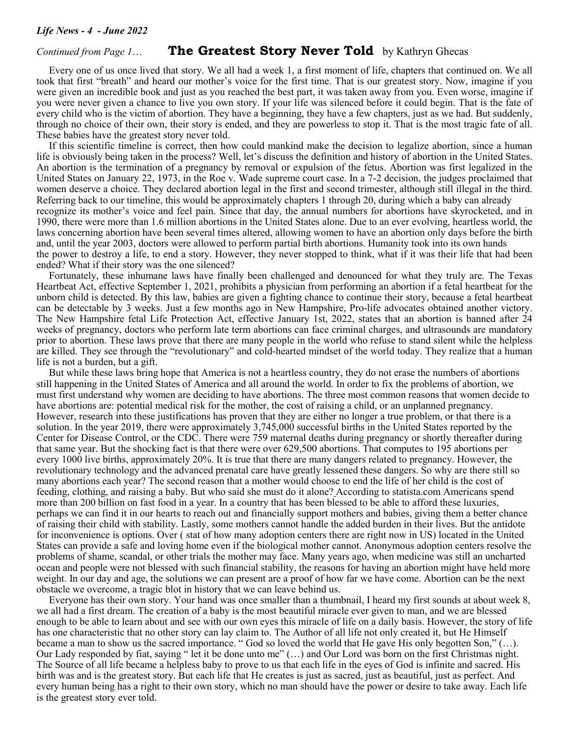*Continued from Page 1…*

## The Greatest Story Never Told by Kathryn Ghecas

Every one of us once lived that story. We all had a week 1, a first moment of life, chapters that continued on. We all took that first "breath" and heard our mother's voice for the first time. That is our greatest story. Now, imagine if you were given an incredible book and just as you reached the best part, it was taken away from you. Even worse, imagine if you were never given a chance to live you own story. If your life was silenced before it could begin. That is the fate of every child who is the victim of abortion. They have a beginning, they have a few chapters, just as we had. But suddenly, through no choice of their own, their story is ended, and they are powerless to stop it. That is the most tragic fate of all. These babies have the greatest story never told.

If this scientific timeline is correct, then how could mankind make the decision to legalize abortion, since a human life is obviously being taken in the process? Well, let's discuss the definition and history of abortion in the United States. An abortion is the termination of a pregnancy by removal or expulsion of the fetus. Abortion was first legalized in the United States on January 22, 1973, in the Roe v. Wade supreme court case. In a 7-2 decision, the judges proclaimed that women deserve a choice. They declared abortion legal in the first and second trimester, although still illegal in the third. Referring back to our timeline, this would be approximately chapters 1 through 20, during which a baby can already recognize its mother's voice and feel pain. Since that day, the annual numbers for abortions have skyrocketed, and in 1990, there were more than 1.6 million abortions in the United States alone. Due to an ever evolving, heartless world, the laws concerning abortion have been several times altered, allowing women to have an abortion only days before the birth and, until the year 2003, doctors were allowed to perform partial birth abortions. Humanity took into its own hands the power to destroy a life, to end a story. However, they never stopped to think, what if it was their life that had been ended? What if their story was the one silenced?

Fortunately, these inhumane laws have finally been challenged and denounced for what they truly are. The Texas Heartbeat Act, effective September 1, 2021, prohibits a physician from performing an abortion if a fetal heartbeat for the unborn child is detected. By this law, babies are given a fighting chance to continue their story, because a fetal heartbeat can be detectable by 3 weeks. Just a few months ago in New Hampshire, Pro-life advocates obtained another victory. The New Hampshire fetal Life Protection Act, effective January 1st, 2022, states that an abortion is banned after 24 weeks of pregnancy, doctors who perform late term abortions can face criminal charges, and ultrasounds are mandatory prior to abortion. These laws prove that there are many people in the world who refuse to stand silent while the helpless are killed. They see through the "revolutionary" and cold-hearted mindset of the world today. They realize that a human life is not a burden, but a gift.

But while these laws bring hope that America is not a heartless country, they do not erase the numbers of abortions still happening in the United States of America and all around the world. In order to fix the problems of abortion, we must first understand why women are deciding to have abortions. The three most common reasons that women decide to have abortions are: potential medical risk for the mother, the cost of raising a child, or an unplanned pregnancy. However, research into these justifications has proven that they are either no longer a true problem, or that there is a solution. In the year 2019, there were approximately 3,745,000 successful births in the United States reported by the Center for Disease Control, or the CDC. There were 759 maternal deaths during pregnancy or shortly thereafter during that same year. But the shocking fact is that there were over 629,500 abortions. That computes to 195 abortions per every 1000 live births, approximately 20%. It is true that there are many dangers related to pregnancy. However, the revolutionary technology and the advanced prenatal care have greatly lessened these dangers. So why are there still so many abortions each year? The second reason that a mother would choose to end the life of her child is the cost of feeding, clothing, and raising a baby. But who said she must do it alone? According to statista.com Americans spend more than 200 billion on fast food in a year. In a country that has been blessed to be able to afford these luxuries, perhaps we can find it in our hearts to reach out and financially support mothers and babies, giving them a better chance of raising their child with stability. Lastly, some mothers cannot handle the added burden in their lives. But the antidote for inconvenience is options. Over ( stat of how many adoption centers there are right now in US) located in the United States can provide a safe and loving home even if the biological mother cannot. Anonymous adoption centers resolve the problems of shame, scandal, or other trials the mother may face. Many years ago, when medicine was still an uncharted ocean and people were not blessed with such financial stability, the reasons for having an abortion might have held more weight. In our day and age, the solutions we can present are a proof of how far we have come. Abortion can be the next obstacle we overcome, a tragic blot in history that we can leave behind us.

Everyone has their own story. Your hand was once smaller than a thumbnail, I heard my first sounds at about week 8, we all had a first dream. The creation of a baby is the most beautiful miracle ever given to man, and we are blessed enough to be able to learn about and see with our own eyes this miracle of life on a daily basis. However, the story of life has one characteristic that no other story can lay claim to. The Author of all life not only created it, but He Himself became a man to show us the sacred importance. " God so loved the world that He gave His only begotten Son," (…). Our Lady responded by fiat, saying " let it be done unto me" (…) and Our Lord was born on the first Christmas night. The Source of all life became a helpless baby to prove to us that each life in the eyes of God is infinite and sacred. His birth was and is the greatest story. But each life that He creates is just as sacred, just as beautiful, just as perfect. And every human being has a right to their own story, which no man should have the power or desire to take away. Each life is the greatest story ever told.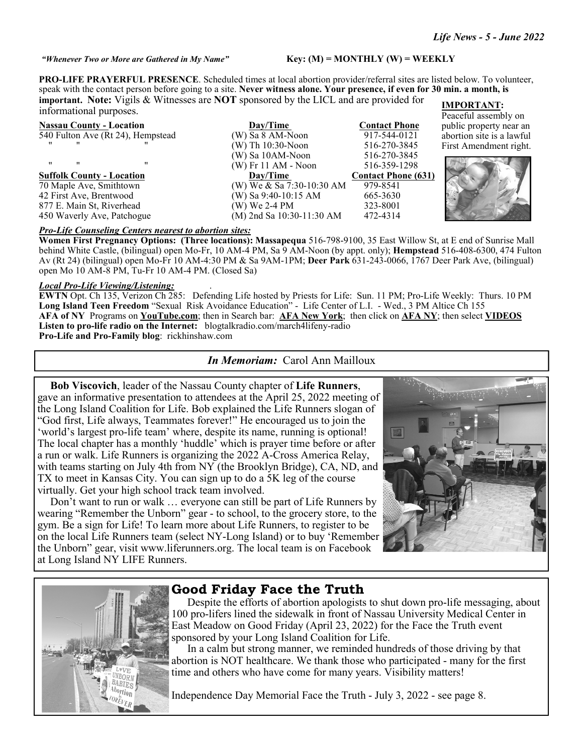*"Whenever Two or More are Gathered in My Name"* **Key: (M) = MONTHLY (W) = WEEKLY**

**PRO-LIFE PRAYERFUL PRESENCE**. Scheduled times at local abortion provider/referral sites are listed below. To volunteer, speak with the contact person before going to a site. **Never witness alone. Your presence, if even for 30 min. a month, is important. Note:** Vigils & Witnesses are **NOT** sponsored by the LICL and are provided for informational purposes.

| Nassau County - Location | Day/Time | Contact Phone |
|---|---|---|
| 540 Fulton Ave (Rt 24), Hempstead | (W) Sa 8 AM-Noon | 917-544-0121 |
| " " " | (W) Th 10:30-Noon | 516-270-3845 |
| | (W) Sa 10AM-Noon | 516-270-3845 |
| " " " | (W) Fr 11 AM - Noon | 516-359-1298 |

| Suffolk County - Location | Day/Time | Contact Phone (631) |
|---|---|---|
| 70 Maple Ave, Smithtown | (W) We & Sa 7:30-10:30 AM | 979-8541 |
| 42 First Ave, Brentwood | (W) Sa 9:40-10:15 AM | 665-3630 |
| 877 E. Main St, Riverhead | (W) We 2-4 PM | 323-8001 |
| 450 Waverly Ave, Patchogue | (M) 2nd Sa 10:30-11:30 AM | 472-4314 |

**IMPORTANT:** Peaceful assembly on public property near an abortion site is a lawful First Amendment right.

***Pro-Life Counseling Centers nearest to abortion sites:***

**Women First Pregnancy Options: (Three locations): Massapequa** 516-798-9100, 35 East Willow St, at E end of Sunrise Mall behind White Castle, (bilingual) open Mo-Fr, 10 AM-4 PM, Sa 9 AM-Noon (by appt. only); **Hempstead** 516-408-6300, 474 Fulton Av (Rt 24) (bilingual) open Mo-Fr 10 AM-4:30 PM & Sa 9AM-1PM; **Deer Park** 631-243-0066, 1767 Deer Park Ave, (bilingual) open Mo 10 AM-8 PM, Tu-Fr 10 AM-4 PM. (Closed Sa)

***Local Pro-Life Viewing/Listening:***

**EWTN** Opt. Ch 135, Verizon Ch 285: Defending Life hosted by Priests for Life: Sun. 11 PM; Pro-Life Weekly: Thurs. 10 PM
**Long Island Teen Freedom** "Sexual Risk Avoidance Education" - Life Center of L.I. - Wed., 3 PM Altice Ch 155
**AFA of NY** Programs on **YouTube.com**; then in Search bar: **AFA New York**; then click on **AFA NY**; then select **VIDEOS**
**Listen to pro-life radio on the Internet:** blogtalkradio.com/march4lifeny-radio
**Pro-Life and Pro-Family blog**: rickhinshaw.com

*In Memoriam:* Carol Ann Mailloux

**Bob Viscovich**, leader of the Nassau County chapter of **Life Runners**, gave an informative presentation to attendees at the April 25, 2022 meeting of the Long Island Coalition for Life. Bob explained the Life Runners slogan of "God first, Life always, Teammates forever!" He encouraged us to join the 'world's largest pro-life team' where, despite its name, running is optional! The local chapter has a monthly 'huddle' which is prayer time before or after a run or walk. Life Runners is organizing the 2022 A-Cross America Relay, with teams starting on July 4th from NY (the Brooklyn Bridge), CA, ND, and TX to meet in Kansas City. You can sign up to do a 5K leg of the course virtually. Get your high school track team involved.

Don't want to run or walk … everyone can still be part of Life Runners by wearing "Remember the Unborn" gear - to school, to the grocery store, to the gym. Be a sign for Life! To learn more about Life Runners, to register to be on the local Life Runners team (select NY-Long Island) or to buy 'Remember the Unborn" gear, visit www.liferunners.org. The local team is on Facebook at Long Island NY LIFE Runners.

## Good Friday Face the Truth

Despite the efforts of abortion apologists to shut down pro-life messaging, about 100 pro-lifers lined the sidewalk in front of Nassau University Medical Center in East Meadow on Good Friday (April 23, 2022) for the Face the Truth event sponsored by your Long Island Coalition for Life.

In a calm but strong manner, we reminded hundreds of those driving by that abortion is NOT healthcare. We thank those who participated - many for the first time and others who have come for many years. Visibility matters!

Independence Day Memorial Face the Truth - July 3, 2022 - see page 8.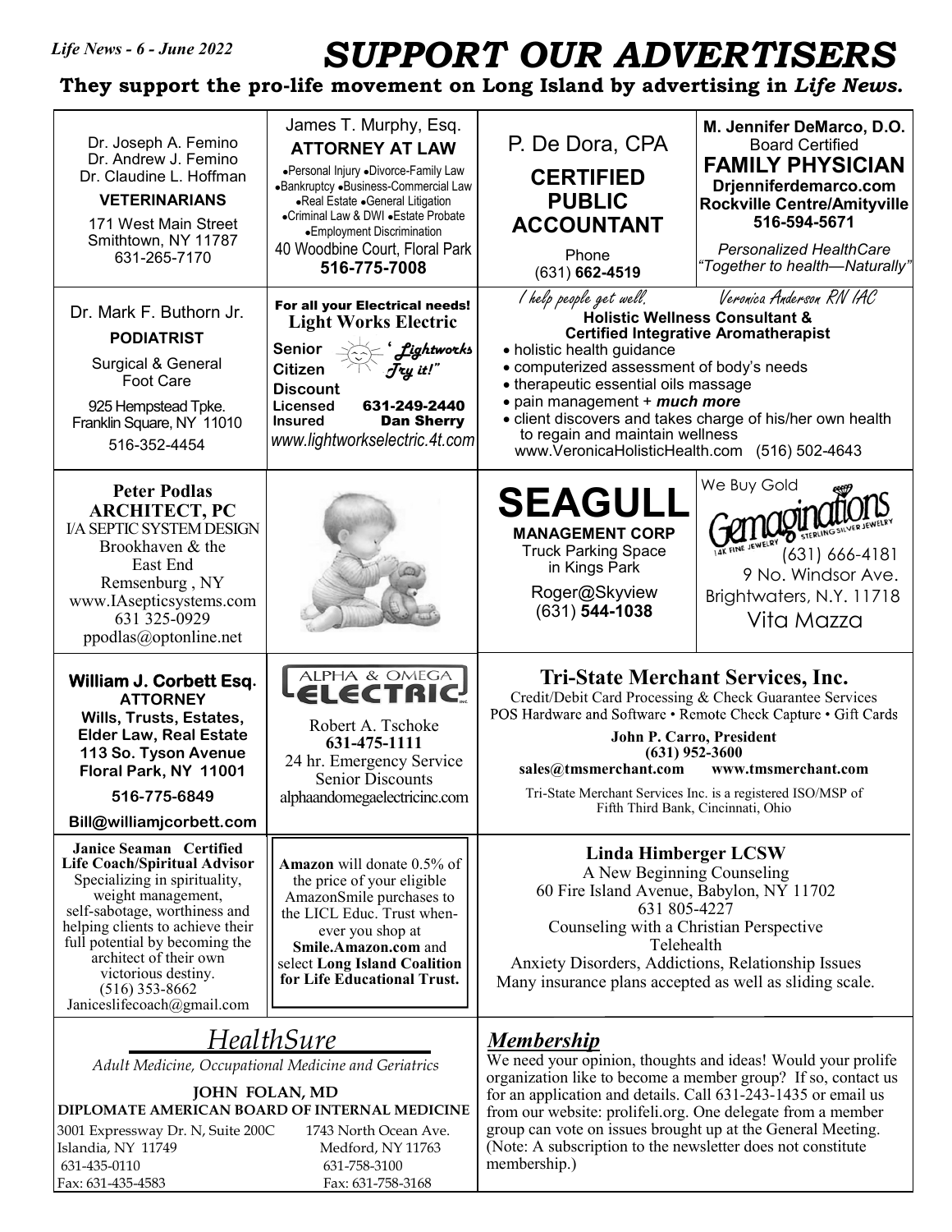# SUPPORT OUR ADVERTISERS

**They support the pro-life movement on Long Island by advertising in *Life News.***

Dr. Joseph A. Femino
Dr. Andrew J. Femino
Dr. Claudine L. Hoffman
**VETERINARIANS**
171 West Main Street
Smithtown, NY 11787
631-265-7170

James T. Murphy, Esq.
**ATTORNEY AT LAW**
•Personal Injury •Divorce-Family Law
•Bankruptcy •Business-Commercial Law
•Real Estate •General Litigation
•Criminal Law & DWI •Estate Probate
•Employment Discrimination
40 Woodbine Court, Floral Park
**516-775-7008**

P. De Dora, CPA
**CERTIFIED PUBLIC ACCOUNTANT**
Phone
(631) **662-4519**

**M. Jennifer DeMarco, D.O.**
Board Certified
**FAMILY PHYSICIAN**
**Drjenniferdemarco.com**
**Rockville Centre/Amityville**
**516-594-5671**
*Personalized HealthCare*
*"Together to health—Naturally"*

Dr. Mark F. Buthorn Jr.
**PODIATRIST**
Surgical & General Foot Care
925 Hempstead Tpke.
Franklin Square, NY 11010
516-352-4454

**For all your Electrical needs!**
**Light Works Electric**
**Senior Citizen Discount**
*"Lightworks Try it!"*
**Licensed** **631-249-2440**
**Insured** **Dan Sherry**
*www.lightworkselectric.4t.com*

*I help people get well.* *Veronica Anderson RN IAC*
**Holistic Wellness Consultant & Certified Integrative Aromatherapist**
- holistic health guidance
- computerized assessment of body's needs
- therapeutic essential oils massage
- pain management + ***much more***
- client discovers and takes charge of his/her own health to regain and maintain wellness

www.VeronicaHolisticHealth.com (516) 502-4643

**Peter Podlas**
**ARCHITECT, PC**
I/A SEPTIC SYSTEM DESIGN
Brookhaven & the East End
Remsenburg , NY
www.IAsepticsystems.com
631 325-0929
ppodlas@optonline.net

**SEAGULL**
**MANAGEMENT CORP**
Truck Parking Space in Kings Park
Roger@Skyview
(631) **544-1038**

We Buy Gold
Gemaginations
14K FINE JEWELRY STERLING SILVER JEWELRY
(631) 666-4181
9 No. Windsor Ave.
Brightwaters, N.Y. 11718
Vita Mazza

**William J. Corbett Esq.**
**ATTORNEY**
**Wills, Trusts, Estates, Elder Law, Real Estate**
**113 So. Tyson Avenue**
**Floral Park, NY 11001**
**516-775-6849**
**Bill@williamjcorbett.com**

ALPHA & OMEGA ELECTRIC INC.
Robert A. Tschoke
**631-475-1111**
24 hr. Emergency Service
Senior Discounts
alphaandomegaelectricinc.com

**Tri-State Merchant Services, Inc.**
Credit/Debit Card Processing & Check Guarantee Services
POS Hardware and Software • Remote Check Capture • Gift Cards
**John P. Carro, President**
**(631) 952-3600**
**sales@tmsmerchant.com** **www.tmsmerchant.com**
Tri-State Merchant Services Inc. is a registered ISO/MSP of Fifth Third Bank, Cincinnati, Ohio

**Janice Seaman Certified Life Coach/Spiritual Advisor**
Specializing in spirituality, weight management, self-sabotage, worthiness and helping clients to achieve their full potential by becoming the architect of their own victorious destiny.
(516) 353-8662
Janiceslifecoach@gmail.com

**Amazon** will donate 0.5% of the price of your eligible AmazonSmile purchases to the LICL Educ. Trust whenever you shop at **Smile.Amazon.com** and select **Long Island Coalition for Life Educational Trust.**

**Linda Himberger LCSW**
A New Beginning Counseling
60 Fire Island Avenue, Babylon, NY 11702
631 805-4227
Counseling with a Christian Perspective
Telehealth
Anxiety Disorders, Addictions, Relationship Issues
Many insurance plans accepted as well as sliding scale.

*HealthSure*
*Adult Medicine, Occupational Medicine and Geriatrics*
**JOHN FOLAN, MD**
**DIPLOMATE AMERICAN BOARD OF INTERNAL MEDICINE**

3001 Expressway Dr. N, Suite 200C
Islandia, NY 11749
631-435-0110
Fax: 631-435-4583

1743 North Ocean Ave.
Medford, NY 11763
631-758-3100
Fax: 631-758-3168

## *Membership*

We need your opinion, thoughts and ideas! Would your prolife organization like to become a member group? If so, contact us for an application and details. Call 631-243-1435 or email us from our website: prolifeli.org. One delegate from a member group can vote on issues brought up at the General Meeting. (Note: A subscription to the newsletter does not constitute membership.)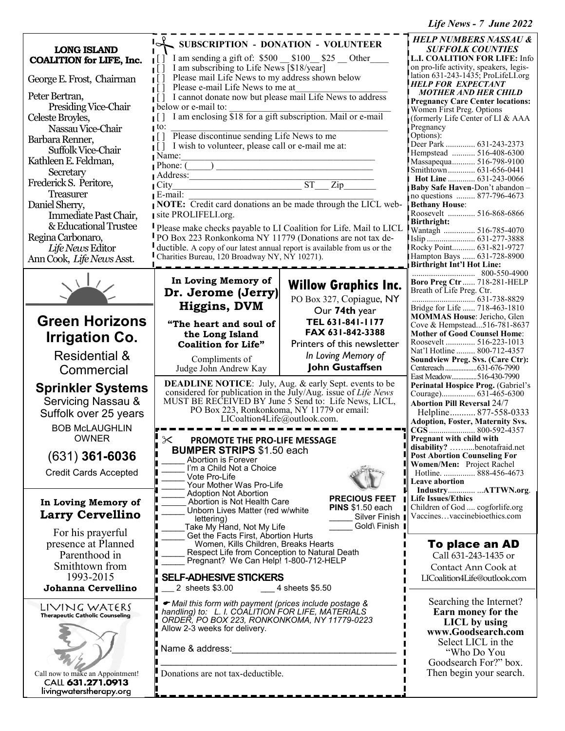## LONG ISLAND COALITION for LIFE, Inc.

George E. Frost, Chairman

Peter Bertran, Presiding Vice-Chair

Celeste Broyles, Nassau Vice-Chair

Barbara Renner, Suffolk Vice-Chair

Kathleen E. Feldman, Secretary

Frederick S. Peritore, Treasurer

Daniel Sherry, Immediate Past Chair, & Educational Trustee

Regina Carbonaro, *Life News* Editor

Ann Cook, *Life News* Asst.

## SUBSCRIPTION - DONATION - VOLUNTEER

[ ] I am sending a gift of: $500 __ $100__ $25 __ Other____

[ ] I am subscribing to Life News [$18/year]

[ ] Please mail Life News to my address shown below

[ ] Please e-mail Life News to me at____________________

[ ] I cannot donate now but please mail Life News to address below or e-mail to: ________________________________

[ ] I am enclosing $18 for a gift subscription. Mail or e-mail to: ________________________________________

[ ] Please discontinue sending Life News to me

[ ] I wish to volunteer, please call or e-mail me at:

Name:_________________________________________

Phone: (_____) ________________________________

Address:_______________________________________

City__________________________ ST___ Zip_______

E-mail: _______________________________________

**NOTE:** Credit card donations an be made through the LICL website PROLIFELI.org.

Please make checks payable to LI Coalition for Life. Mail to LICL PO Box 223 Ronkonkoma NY 11779 (Donations are not tax deductible. A copy of our latest annual report is available from us or the Charities Bureau, 120 Broadway NY, NY 10271).

## *HELP NUMBERS NASSAU & SUFFOLK COUNTIES*

**L.I. COALITION FOR LIFE:** Info on pro-life activity, speakers, legislation 631-243-1435; ProLifeLI.org

***HELP FOR EXPECTANT MOTHER AND HER CHILD***

**Pregnancy Care Center locations:** Women First Preg. Options (formerly Life Center of LI & AAA Pregnancy Options):
- Deer Park .............. 631-243-2373
- Hempstead ........... 516-408-6300
- Massapequa........... 516-798-9100
- Smithtown............. 631-656-0441
- **Hot Line** ............. 631-243-0066

**Baby Safe Haven**-Don't abandon – no questions .......... 877-796-4673

**Bethany House**:
- Roosevelt ............. 516-868-6866

**Birthright:**
- Wantagh ............... 516-785-4070
- Islip ....................... 631-277-3888
- Rocky Point........... 631-821-9727
- Hampton Bays ...... 631-728-8900

**Birthright Int'l Hot Line:** .............................. 800-550-4900

**Boro Preg Ctr** ...... 718-281-HELP

Breath of Life Preg. Ctr. .............................. 631-738-8829

Bridge for Life ...... 718-463-1810

**MOMMAS House**: Jericho, Glen Cove & Hempstead...516-781-8637

**Mother of Good Counsel Home**:
- Roosevelt .............. 516-223-1013

Nat'l Hotline ......... 800-712-4357

**Soundview Preg. Svs. (Care Ctr):**
- Centereach ..................631-676-7990
- East Meadow..............516-430-7990

**Perinatal Hospice Prog.** (Gabriel's Courage)................ 631-465-6300

**Abortion Pill Reversal** 24/7 Helpline........... 877-558-0333

**Adoption, Foster, Maternity Svs. CGS** ...................... 800-592-4357

**Pregnant with child with disability?** ……....benotafraid.net

**Post Abortion Counseling For Women/Men:** Project Rachel Hotline. ............... 888-456-4673

**Leave abortion Industry**............. ...**ATTWN.org**.

**Life Issues/Ethics**

Children of God .... cogforlife.org

Vaccines…vaccinebioethics.com

---

**Green Horizons Irrigation Co.**

Residential & Commercial

**Sprinkler Systems**

Servicing Nassau & Suffolk over 25 years

BOB McLAUGHLIN OWNER

(631) **361-6036**

Credit Cards Accepted

---

In Loving Memory of
**Dr. Jerome (Jerry) Higgins, DVM**

**"The heart and soul of the Long Island Coalition for Life"**

Compliments of Judge John Andrew Kay

---

**Willow Graphics Inc.**

PO Box 327, Copiague, NY

Our **74th** year

**TEL 631-841-1177**

**FAX 631-842-3388**

Printers of this newsletter

*In Loving Memory of*

**John Gustaffsen**

---

**DEADLINE NOTICE**: July, Aug. & early Sept. events to be considered for publication in the July/Aug. issue of *Life News* MUST BE RECEIVED BY June 5 Send to: Life News, LICL, PO Box 223, Ronkonkoma, NY 11779 or email: LICoaltion4Life@outlook.com.

---

## PROMOTE THE PRO-LIFE MESSAGE

**BUMPER STRIPS** $1.50 each
- _____ Abortion is Forever
- _____ I'm a Child Not a Choice
- _____ Vote Pro-Life
- _____ Your Mother Was Pro-Life
- _____ Adoption Not Abortion
- _____ Abortion is Not Health Care
- _____ Unborn Lives Matter (red w/white lettering)
- _____ Take My Hand, Not My Life
- _____ Get the Facts First, Abortion Hurts Women, Kills Children, Breaks Hearts
- _____ Respect Life from Conception to Natural Death
- _____ Pregnant? We Can Help! 1-800-712-HELP

**PRECIOUS FEET PINS** $1.50 each
- _____ Silver Finish
- _____ Gold\ Finish

**SELF-ADHESIVE STICKERS**
- ___ 2 sheets $3.00
- ___ 4 sheets $5.50

*Mail this form with payment (prices include postage & handling) to: L. I. COALITION FOR LIFE, MATERIALS ORDER, PO BOX 223, RONKONKOMA, NY 11779-0223*

Allow 2-3 weeks for delivery.

Name & address:_______________________________

_____________________________________________

Donations are not tax-deductible.

---

In Loving Memory of
**Larry Cervellino**

For his prayerful presence at Planned Parenthood in Smithtown from 1993-2015

**Johanna Cervellino**

---

LIVING WATERS
**Therapeutic Catholic Counseling**

Call now to make an Appointment!
CALL **631.271.0913**
livingwaterstherapy.org

---

## To place an AD

Call 631-243-1435 or Contact Ann Cook at LICoalition4Life@outlook.com

---

Searching the Internet? **Earn money for the LICL by using www.Goodsearch.com** Select LICL in the "Who Do You Goodsearch For?" box. Then begin your search.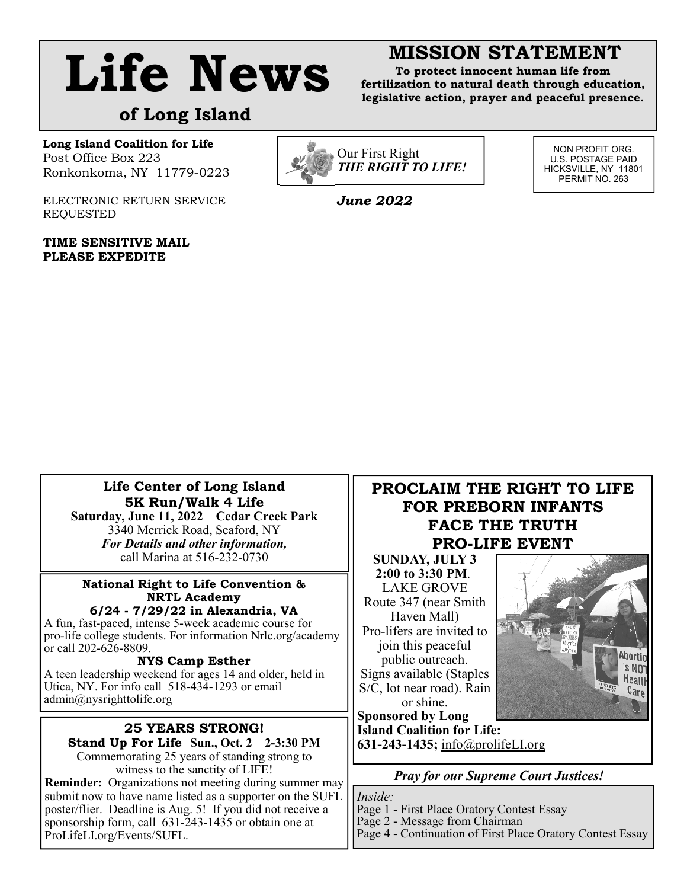# Life News

## of Long Island

## MISSION STATEMENT

**To protect innocent human life from fertilization to natural death through education, legislative action, prayer and peaceful presence.**

**Long Island Coalition for Life**
Post Office Box 223
Ronkonkoma, NY 11779-0223

ELECTRONIC RETURN SERVICE REQUESTED

**TIME SENSITIVE MAIL PLEASE EXPEDITE**

Our First Right
***THE RIGHT TO LIFE!***

***June 2022***

NON PROFIT ORG.
U.S. POSTAGE PAID
HICKSVILLE, NY 11801
PERMIT NO. 263

### Life Center of Long Island 5K Run/Walk 4 Life

**Saturday, June 11, 2022 Cedar Creek Park**
3340 Merrick Road, Seaford, NY
***For Details and other information,***
call Marina at 516-232-0730

### National Right to Life Convention & NRTL Academy

**6/24 - 7/29/22 in Alexandria, VA**

A fun, fast-paced, intense 5-week academic course for pro-life college students. For information Nrlc.org/academy or call 202-626-8809.

**NYS Camp Esther**

A teen leadership weekend for ages 14 and older, held in Utica, NY. For info call 518-434-1293 or email admin@nysrighttolife.org

### 25 YEARS STRONG!

**Stand Up For Life Sun., Oct. 2 2-3:30 PM**

Commemorating 25 years of standing strong to witness to the sanctity of LIFE!

**Reminder:** Organizations not meeting during summer may submit now to have name listed as a supporter on the SUFL poster/flier. Deadline is Aug. 5! If you did not receive a sponsorship form, call 631-243-1435 or obtain one at ProLifeLI.org/Events/SUFL.

### PROCLAIM THE RIGHT TO LIFE FOR PREBORN INFANTS FACE THE TRUTH PRO-LIFE EVENT

**SUNDAY, JULY 3**
**2:00 to 3:30 PM**.
LAKE GROVE
Route 347 (near Smith Haven Mall)
Pro-lifers are invited to join this peaceful public outreach.
Signs available (Staples S/C, lot near road). Rain or shine.

**Sponsored by Long Island Coalition for Life: 631-243-1435;** info@prolifeLI.org

***Pray for our Supreme Court Justices!***

*Inside:*
Page 1 - First Place Oratory Contest Essay
Page 2 - Message from Chairman
Page 4 - Continuation of First Place Oratory Contest Essay